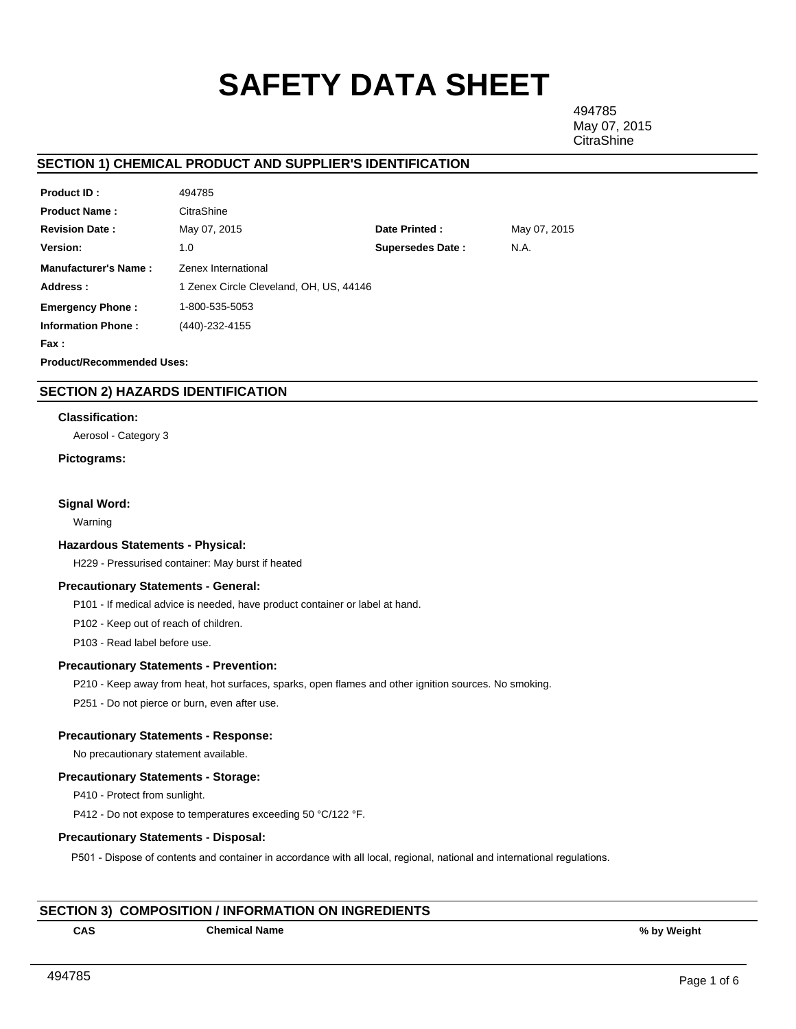# SAFETY DATA SHEET

494785
May 07, 2015
CitraShine

## SECTION 1) CHEMICAL PRODUCT AND SUPPLIER'S IDENTIFICATION

| | | | |
|---|---|---|---|
| **Product ID :** | 494785 | | |
| **Product Name :** | CitraShine | | |
| **Revision Date :** | May 07, 2015 | **Date Printed :** | May 07, 2015 |
| **Version:** | 1.0 | **Supersedes Date :** | N.A. |
| **Manufacturer's Name :** | Zenex International | | |
| **Address :** | 1 Zenex Circle Cleveland, OH, US, 44146 | | |
| **Emergency Phone :** | 1-800-535-5053 | | |
| **Information Phone :** | (440)-232-4155 | | |
| **Fax :** | | | |

**Product/Recommended Uses:**

## SECTION 2) HAZARDS IDENTIFICATION

### Classification:

Aerosol - Category 3

### Pictograms:

### Signal Word:

Warning

### Hazardous Statements - Physical:

H229 - Pressurised container: May burst if heated

### Precautionary Statements - General:

P101 - If medical advice is needed, have product container or label at hand.

P102 - Keep out of reach of children.

P103 - Read label before use.

### Precautionary Statements - Prevention:

P210 - Keep away from heat, hot surfaces, sparks, open flames and other ignition sources. No smoking.

P251 - Do not pierce or burn, even after use.

### Precautionary Statements - Response:

No precautionary statement available.

### Precautionary Statements - Storage:

P410 - Protect from sunlight.

P412 - Do not expose to temperatures exceeding 50 °C/122 °F.

### Precautionary Statements - Disposal:

P501 - Dispose of contents and container in accordance with all local, regional, national and international regulations.

## SECTION 3) COMPOSITION / INFORMATION ON INGREDIENTS

| CAS | Chemical Name | % by Weight |
|---|---|---|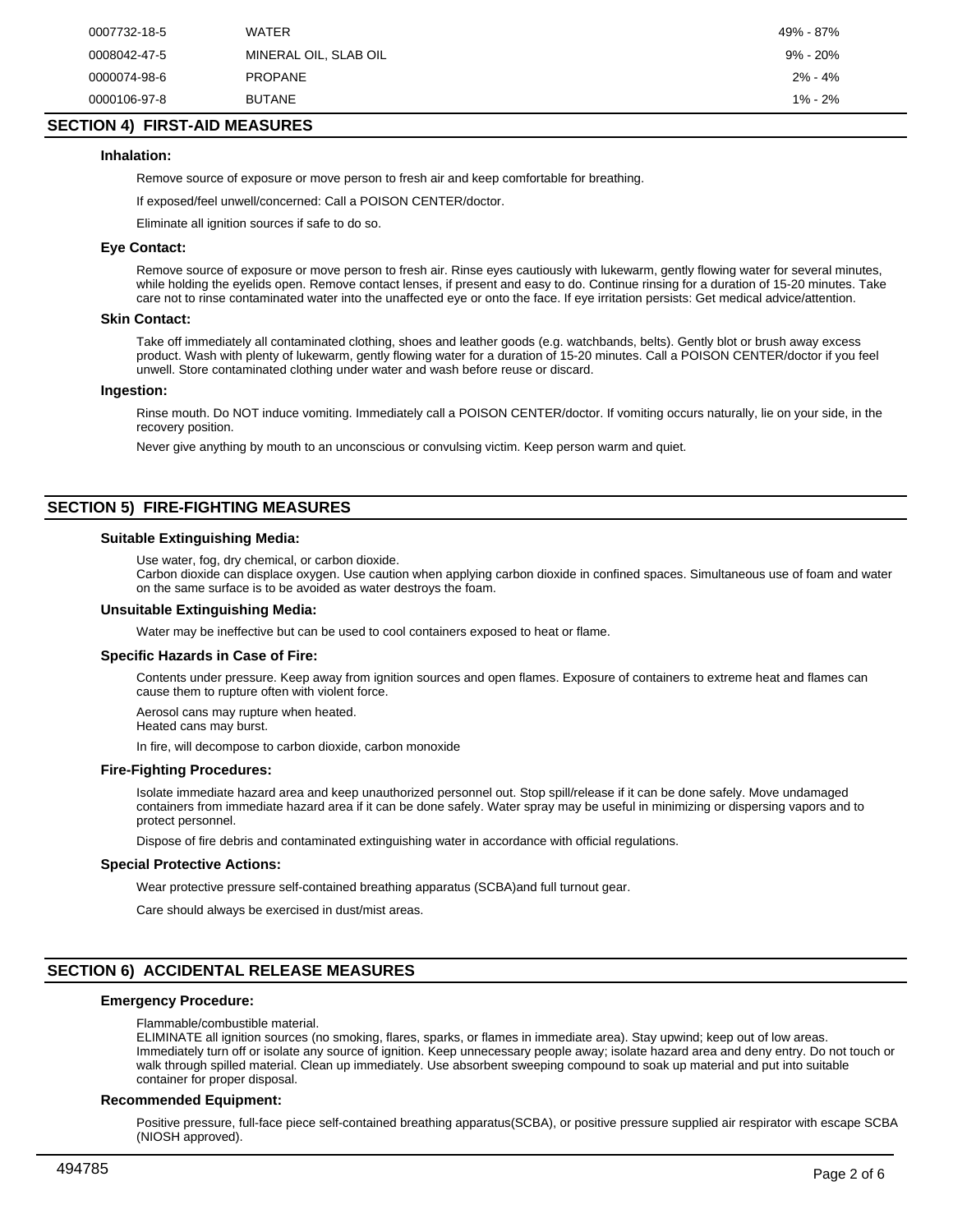| | | |
|---|---|---|
| 0007732-18-5 | WATER | 49% - 87% |
| 0008042-47-5 | MINERAL OIL, SLAB OIL | 9% - 20% |
| 0000074-98-6 | PROPANE | 2% - 4% |
| 0000106-97-8 | BUTANE | 1% - 2% |

## SECTION 4) FIRST-AID MEASURES

### Inhalation:

Remove source of exposure or move person to fresh air and keep comfortable for breathing.

If exposed/feel unwell/concerned: Call a POISON CENTER/doctor.

Eliminate all ignition sources if safe to do so.

### Eye Contact:

Remove source of exposure or move person to fresh air. Rinse eyes cautiously with lukewarm, gently flowing water for several minutes, while holding the eyelids open. Remove contact lenses, if present and easy to do. Continue rinsing for a duration of 15-20 minutes. Take care not to rinse contaminated water into the unaffected eye or onto the face. If eye irritation persists: Get medical advice/attention.

### Skin Contact:

Take off immediately all contaminated clothing, shoes and leather goods (e.g. watchbands, belts). Gently blot or brush away excess product. Wash with plenty of lukewarm, gently flowing water for a duration of 15-20 minutes. Call a POISON CENTER/doctor if you feel unwell. Store contaminated clothing under water and wash before reuse or discard.

### Ingestion:

Rinse mouth. Do NOT induce vomiting. Immediately call a POISON CENTER/doctor. If vomiting occurs naturally, lie on your side, in the recovery position.

Never give anything by mouth to an unconscious or convulsing victim. Keep person warm and quiet.

## SECTION 5) FIRE-FIGHTING MEASURES

### Suitable Extinguishing Media:

Use water, fog, dry chemical, or carbon dioxide.
Carbon dioxide can displace oxygen. Use caution when applying carbon dioxide in confined spaces. Simultaneous use of foam and water on the same surface is to be avoided as water destroys the foam.

### Unsuitable Extinguishing Media:

Water may be ineffective but can be used to cool containers exposed to heat or flame.

### Specific Hazards in Case of Fire:

Contents under pressure. Keep away from ignition sources and open flames. Exposure of containers to extreme heat and flames can cause them to rupture often with violent force.

Aerosol cans may rupture when heated.
Heated cans may burst.

In fire, will decompose to carbon dioxide, carbon monoxide

### Fire-Fighting Procedures:

Isolate immediate hazard area and keep unauthorized personnel out. Stop spill/release if it can be done safely. Move undamaged containers from immediate hazard area if it can be done safely. Water spray may be useful in minimizing or dispersing vapors and to protect personnel.

Dispose of fire debris and contaminated extinguishing water in accordance with official regulations.

### Special Protective Actions:

Wear protective pressure self-contained breathing apparatus (SCBA)and full turnout gear.

Care should always be exercised in dust/mist areas.

## SECTION 6) ACCIDENTAL RELEASE MEASURES

### Emergency Procedure:

Flammable/combustible material.
ELIMINATE all ignition sources (no smoking, flares, sparks, or flames in immediate area). Stay upwind; keep out of low areas. Immediately turn off or isolate any source of ignition. Keep unnecessary people away; isolate hazard area and deny entry. Do not touch or walk through spilled material. Clean up immediately. Use absorbent sweeping compound to soak up material and put into suitable container for proper disposal.

### Recommended Equipment:

Positive pressure, full-face piece self-contained breathing apparatus(SCBA), or positive pressure supplied air respirator with escape SCBA (NIOSH approved).

494785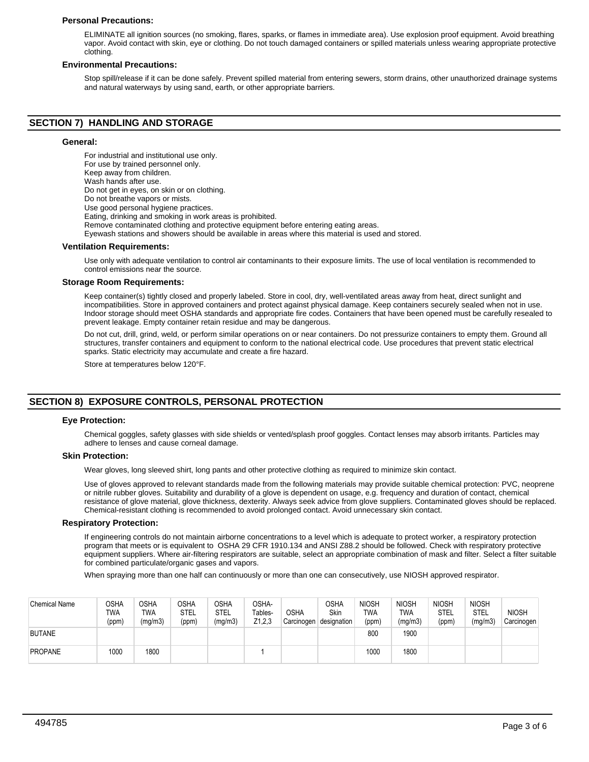**Personal Precautions:**

ELIMINATE all ignition sources (no smoking, flares, sparks, or flames in immediate area). Use explosion proof equipment. Avoid breathing vapor. Avoid contact with skin, eye or clothing. Do not touch damaged containers or spilled materials unless wearing appropriate protective clothing.

**Environmental Precautions:**

Stop spill/release if it can be done safely. Prevent spilled material from entering sewers, storm drains, other unauthorized drainage systems and natural waterways by using sand, earth, or other appropriate barriers.

## SECTION 7) HANDLING AND STORAGE

**General:**

For industrial and institutional use only.
For use by trained personnel only.
Keep away from children.
Wash hands after use.
Do not get in eyes, on skin or on clothing.
Do not breathe vapors or mists.
Use good personal hygiene practices.
Eating, drinking and smoking in work areas is prohibited.
Remove contaminated clothing and protective equipment before entering eating areas.
Eyewash stations and showers should be available in areas where this material is used and stored.

**Ventilation Requirements:**

Use only with adequate ventilation to control air contaminants to their exposure limits. The use of local ventilation is recommended to control emissions near the source.

**Storage Room Requirements:**

Keep container(s) tightly closed and properly labeled. Store in cool, dry, well-ventilated areas away from heat, direct sunlight and incompatibilities. Store in approved containers and protect against physical damage. Keep containers securely sealed when not in use. Indoor storage should meet OSHA standards and appropriate fire codes. Containers that have been opened must be carefully resealed to prevent leakage. Empty container retain residue and may be dangerous.

Do not cut, drill, grind, weld, or perform similar operations on or near containers. Do not pressurize containers to empty them. Ground all structures, transfer containers and equipment to conform to the national electrical code. Use procedures that prevent static electrical sparks. Static electricity may accumulate and create a fire hazard.

Store at temperatures below 120°F.

## SECTION 8) EXPOSURE CONTROLS, PERSONAL PROTECTION

**Eye Protection:**

Chemical goggles, safety glasses with side shields or vented/splash proof goggles. Contact lenses may absorb irritants. Particles may adhere to lenses and cause corneal damage.

**Skin Protection:**

Wear gloves, long sleeved shirt, long pants and other protective clothing as required to minimize skin contact.

Use of gloves approved to relevant standards made from the following materials may provide suitable chemical protection: PVC, neoprene or nitrile rubber gloves. Suitability and durability of a glove is dependent on usage, e.g. frequency and duration of contact, chemical resistance of glove material, glove thickness, dexterity. Always seek advice from glove suppliers. Contaminated gloves should be replaced. Chemical-resistant clothing is recommended to avoid prolonged contact. Avoid unnecessary skin contact.

**Respiratory Protection:**

If engineering controls do not maintain airborne concentrations to a level which is adequate to protect worker, a respiratory protection program that meets or is equivalent to OSHA 29 CFR 1910.134 and ANSI Z88.2 should be followed. Check with respiratory protective equipment suppliers. Where air-filtering respirators are suitable, select an appropriate combination of mask and filter. Select a filter suitable for combined particulate/organic gases and vapors.

When spraying more than one half can continuously or more than one can consecutively, use NIOSH approved respirator.

| Chemical Name | OSHA TWA (ppm) | OSHA TWA (mg/m3) | OSHA STEL (ppm) | OSHA STEL (mg/m3) | OSHA-Tables-Z1,2,3 | OSHA Carcinogen | OSHA Skin designation | NIOSH TWA (ppm) | NIOSH TWA (mg/m3) | NIOSH STEL (ppm) | NIOSH STEL (mg/m3) | NIOSH Carcinogen |
|---|---|---|---|---|---|---|---|---|---|---|---|---|
| BUTANE | | | | | | | | 800 | 1900 | | | |
| PROPANE | 1000 | 1800 | | | 1 | | | 1000 | 1800 | | | |

494785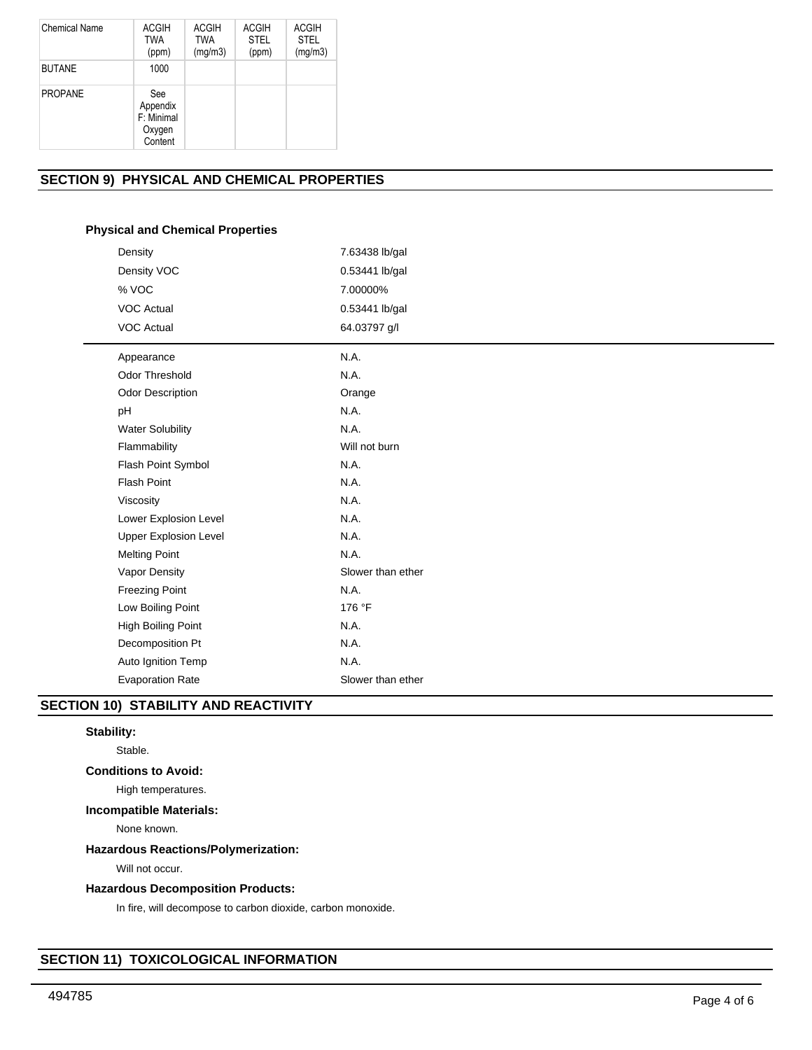| Chemical Name | ACGIH TWA (ppm) | ACGIH TWA (mg/m3) | ACGIH STEL (ppm) | ACGIH STEL (mg/m3) |
|---|---|---|---|---|
| BUTANE | 1000 | | | |
| PROPANE | See Appendix F: Minimal Oxygen Content | | | |

## SECTION 9) PHYSICAL AND CHEMICAL PROPERTIES

### Physical and Chemical Properties

| | |
|---|---|
| Density | 7.63438 lb/gal |
| Density VOC | 0.53441 lb/gal |
| % VOC | 7.00000% |
| VOC Actual | 0.53441 lb/gal |
| VOC Actual | 64.03797 g/l |

| | |
|---|---|
| Appearance | N.A. |
| Odor Threshold | N.A. |
| Odor Description | Orange |
| pH | N.A. |
| Water Solubility | N.A. |
| Flammability | Will not burn |
| Flash Point Symbol | N.A. |
| Flash Point | N.A. |
| Viscosity | N.A. |
| Lower Explosion Level | N.A. |
| Upper Explosion Level | N.A. |
| Melting Point | N.A. |
| Vapor Density | Slower than ether |
| Freezing Point | N.A. |
| Low Boiling Point | 176 °F |
| High Boiling Point | N.A. |
| Decomposition Pt | N.A. |
| Auto Ignition Temp | N.A. |
| Evaporation Rate | Slower than ether |

## SECTION 10) STABILITY AND REACTIVITY

**Stability:**

Stable.

**Conditions to Avoid:**

High temperatures.

**Incompatible Materials:**

None known.

**Hazardous Reactions/Polymerization:**

Will not occur.

**Hazardous Decomposition Products:**

In fire, will decompose to carbon dioxide, carbon monoxide.

## SECTION 11) TOXICOLOGICAL INFORMATION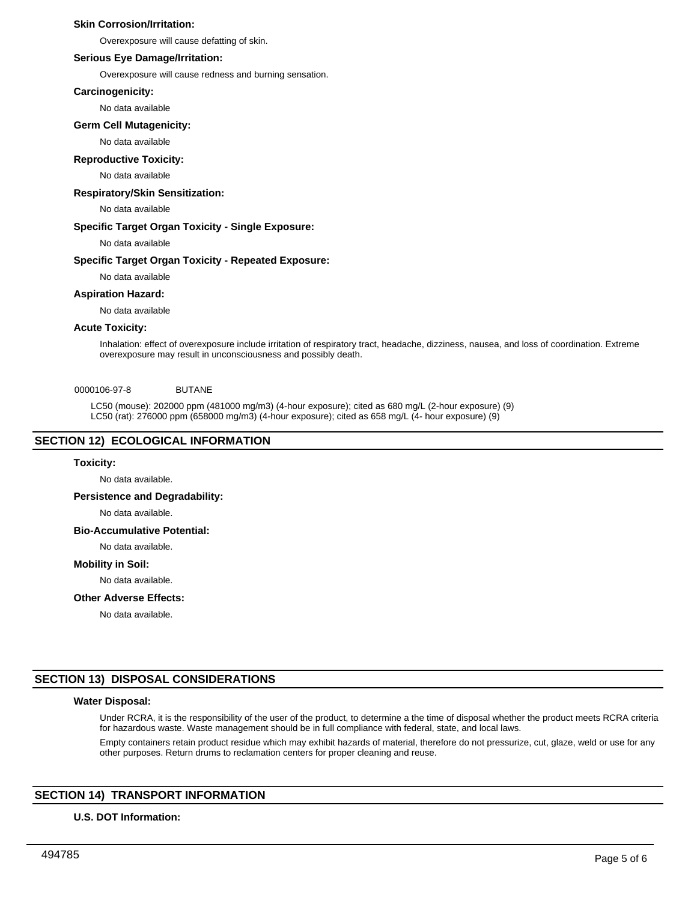**Skin Corrosion/Irritation:**

Overexposure will cause defatting of skin.

**Serious Eye Damage/Irritation:**

Overexposure will cause redness and burning sensation.

**Carcinogenicity:**

No data available

**Germ Cell Mutagenicity:**

No data available

**Reproductive Toxicity:**

No data available

**Respiratory/Skin Sensitization:**

No data available

**Specific Target Organ Toxicity - Single Exposure:**

No data available

**Specific Target Organ Toxicity - Repeated Exposure:**

No data available

**Aspiration Hazard:**

No data available

**Acute Toxicity:**

Inhalation: effect of overexposure include irritation of respiratory tract, headache, dizziness, nausea, and loss of coordination. Extreme overexposure may result in unconsciousness and possibly death.

0000106-97-8 BUTANE

LC50 (mouse): 202000 ppm (481000 mg/m3) (4-hour exposure); cited as 680 mg/L (2-hour exposure) (9)
LC50 (rat): 276000 ppm (658000 mg/m3) (4-hour exposure); cited as 658 mg/L (4- hour exposure) (9)

## SECTION 12) ECOLOGICAL INFORMATION

**Toxicity:**

No data available.

**Persistence and Degradability:**

No data available.

**Bio-Accumulative Potential:**

No data available.

**Mobility in Soil:**

No data available.

**Other Adverse Effects:**

No data available.

## SECTION 13) DISPOSAL CONSIDERATIONS

**Water Disposal:**

Under RCRA, it is the responsibility of the user of the product, to determine a the time of disposal whether the product meets RCRA criteria for hazardous waste. Waste management should be in full compliance with federal, state, and local laws.

Empty containers retain product residue which may exhibit hazards of material, therefore do not pressurize, cut, glaze, weld or use for any other purposes. Return drums to reclamation centers for proper cleaning and reuse.

## SECTION 14) TRANSPORT INFORMATION

**U.S. DOT Information:**

494785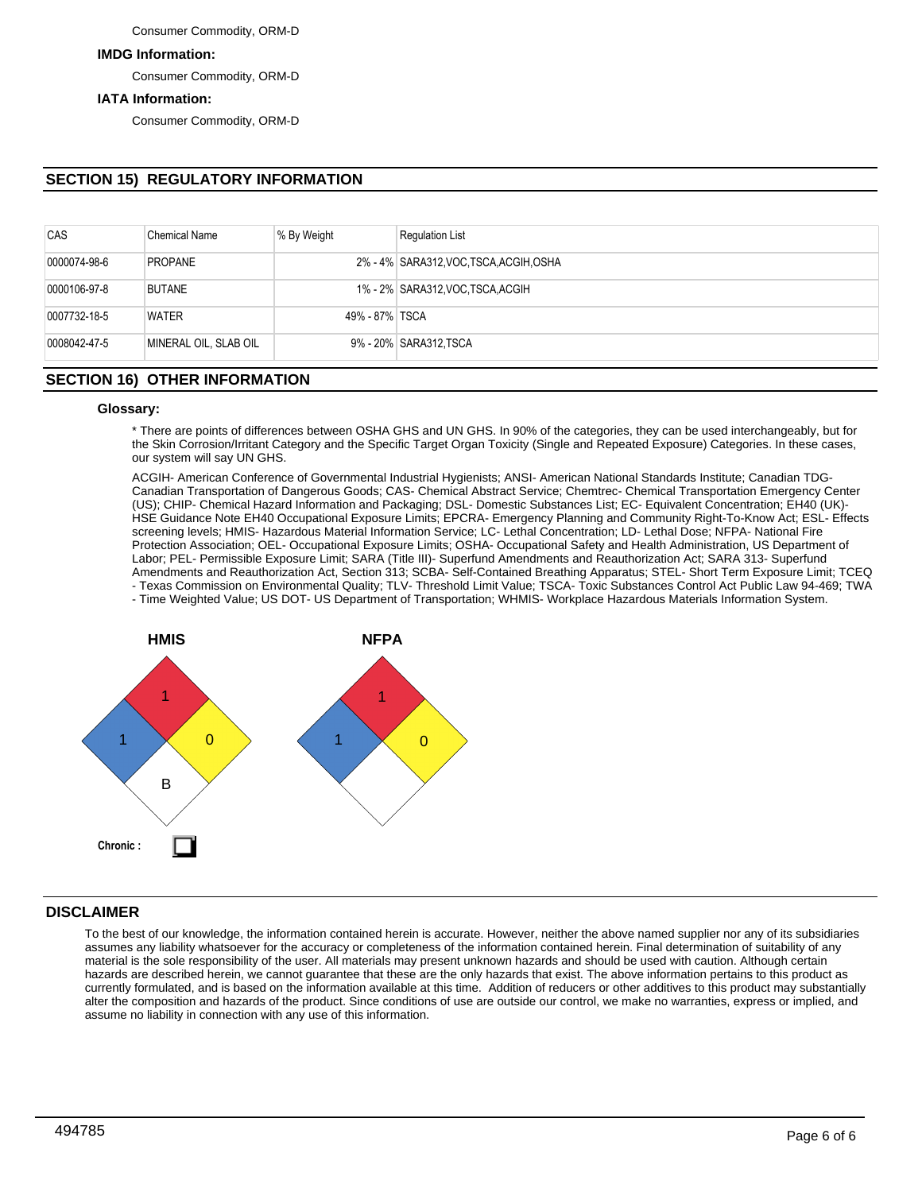Consumer Commodity, ORM-D

**IMDG Information:**

Consumer Commodity, ORM-D

**IATA Information:**

Consumer Commodity, ORM-D

## SECTION 15) REGULATORY INFORMATION

| CAS | Chemical Name | % By Weight | Regulation List |
| --- | --- | --- | --- |
| 0000074-98-6 | PROPANE | 2% - 4% | SARA312,VOC,TSCA,ACGIH,OSHA |
| 0000106-97-8 | BUTANE | 1% - 2% | SARA312,VOC,TSCA,ACGIH |
| 0007732-18-5 | WATER | 49% - 87% | TSCA |
| 0008042-47-5 | MINERAL OIL, SLAB OIL | 9% - 20% | SARA312,TSCA |

## SECTION 16) OTHER INFORMATION

**Glossary:**

* There are points of differences between OSHA GHS and UN GHS. In 90% of the categories, they can be used interchangeably, but for the Skin Corrosion/Irritant Category and the Specific Target Organ Toxicity (Single and Repeated Exposure) Categories. In these cases, our system will say UN GHS.

ACGIH- American Conference of Governmental Industrial Hygienists; ANSI- American National Standards Institute; Canadian TDG- Canadian Transportation of Dangerous Goods; CAS- Chemical Abstract Service; Chemtrec- Chemical Transportation Emergency Center (US); CHIP- Chemical Hazard Information and Packaging; DSL- Domestic Substances List; EC- Equivalent Concentration; EH40 (UK)- HSE Guidance Note EH40 Occupational Exposure Limits; EPCRA- Emergency Planning and Community Right-To-Know Act; ESL- Effects screening levels; HMIS- Hazardous Material Information Service; LC- Lethal Concentration; LD- Lethal Dose; NFPA- National Fire Protection Association; OEL- Occupational Exposure Limits; OSHA- Occupational Safety and Health Administration, US Department of Labor; PEL- Permissible Exposure Limit; SARA (Title III)- Superfund Amendments and Reauthorization Act; SARA 313- Superfund Amendments and Reauthorization Act, Section 313; SCBA- Self-Contained Breathing Apparatus; STEL- Short Term Exposure Limit; TCEQ - Texas Commission on Environmental Quality; TLV- Threshold Limit Value; TSCA- Toxic Substances Control Act Public Law 94-469; TWA - Time Weighted Value; US DOT- US Department of Transportation; WHMIS- Workplace Hazardous Materials Information System.

**HMIS**

1
1
0
B

**NFPA**

1
1
0

**Chronic :** ☐

## DISCLAIMER

To the best of our knowledge, the information contained herein is accurate. However, neither the above named supplier nor any of its subsidiaries assumes any liability whatsoever for the accuracy or completeness of the information contained herein. Final determination of suitability of any material is the sole responsibility of the user. All materials may present unknown hazards and should be used with caution. Although certain hazards are described herein, we cannot guarantee that these are the only hazards that exist. The above information pertains to this product as currently formulated, and is based on the information available at this time. Addition of reducers or other additives to this product may substantially alter the composition and hazards of the product. Since conditions of use are outside our control, we make no warranties, express or implied, and assume no liability in connection with any use of this information.

494785